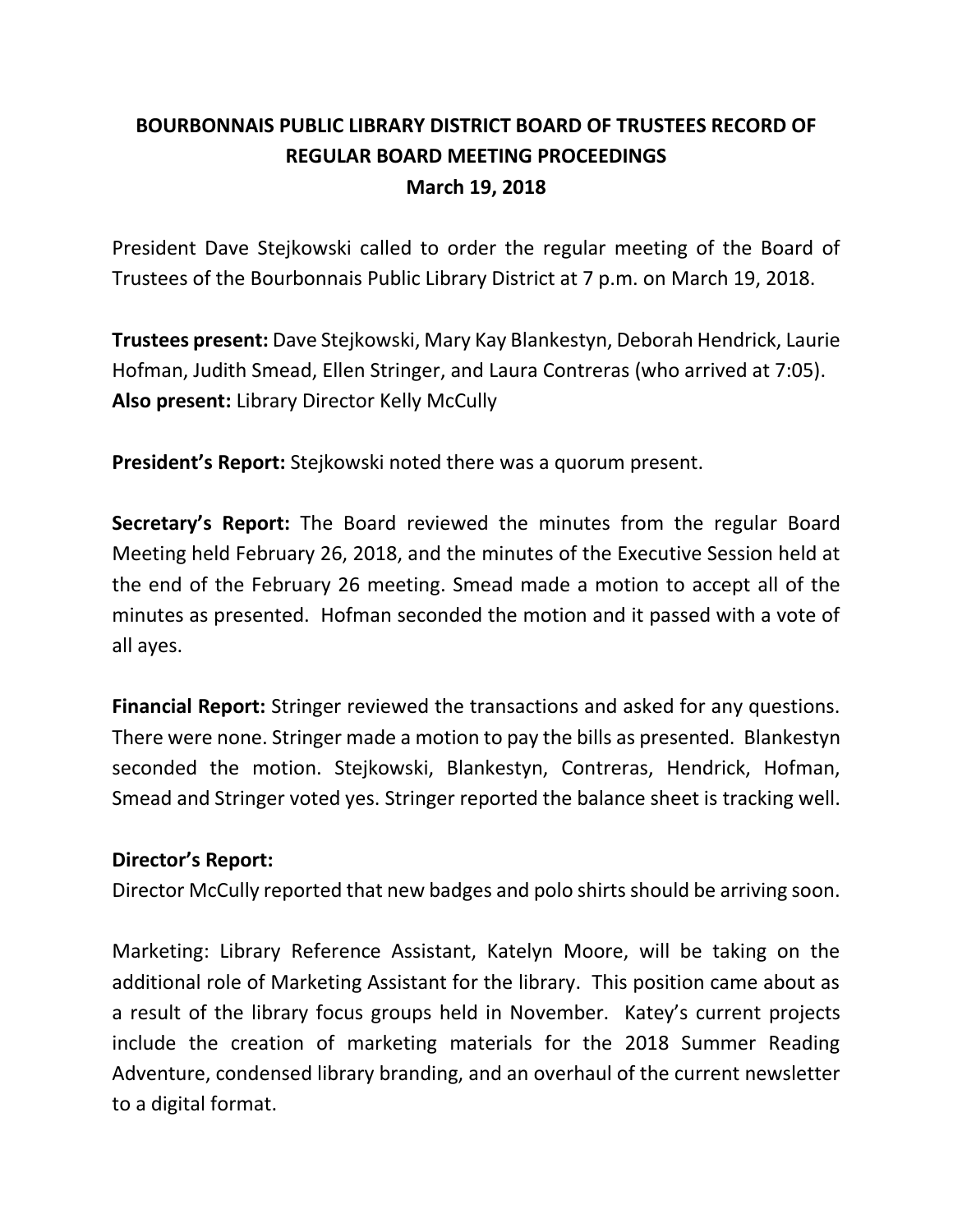# BOURBONNAIS PUBLIC LIBRARY DISTRICT BOARD OF TRUSTEES RECORD OF REGULAR BOARD MEETING PROCEEDINGS

**March 19, 2018**

President Dave Stejkowski called to order the regular meeting of the Board of Trustees of the Bourbonnais Public Library District at 7 p.m. on March 19, 2018.

**Trustees present:** Dave Stejkowski, Mary Kay Blankestyn, Deborah Hendrick, Laurie Hofman, Judith Smead, Ellen Stringer, and Laura Contreras (who arrived at 7:05).
**Also present:** Library Director Kelly McCully

**President's Report:** Stejkowski noted there was a quorum present.

**Secretary's Report:** The Board reviewed the minutes from the regular Board Meeting held February 26, 2018, and the minutes of the Executive Session held at the end of the February 26 meeting. Smead made a motion to accept all of the minutes as presented. Hofman seconded the motion and it passed with a vote of all ayes.

**Financial Report:** Stringer reviewed the transactions and asked for any questions. There were none. Stringer made a motion to pay the bills as presented. Blankestyn seconded the motion. Stejkowski, Blankestyn, Contreras, Hendrick, Hofman, Smead and Stringer voted yes. Stringer reported the balance sheet is tracking well.

**Director's Report:**

Director McCully reported that new badges and polo shirts should be arriving soon.

Marketing: Library Reference Assistant, Katelyn Moore, will be taking on the additional role of Marketing Assistant for the library. This position came about as a result of the library focus groups held in November. Katey's current projects include the creation of marketing materials for the 2018 Summer Reading Adventure, condensed library branding, and an overhaul of the current newsletter to a digital format.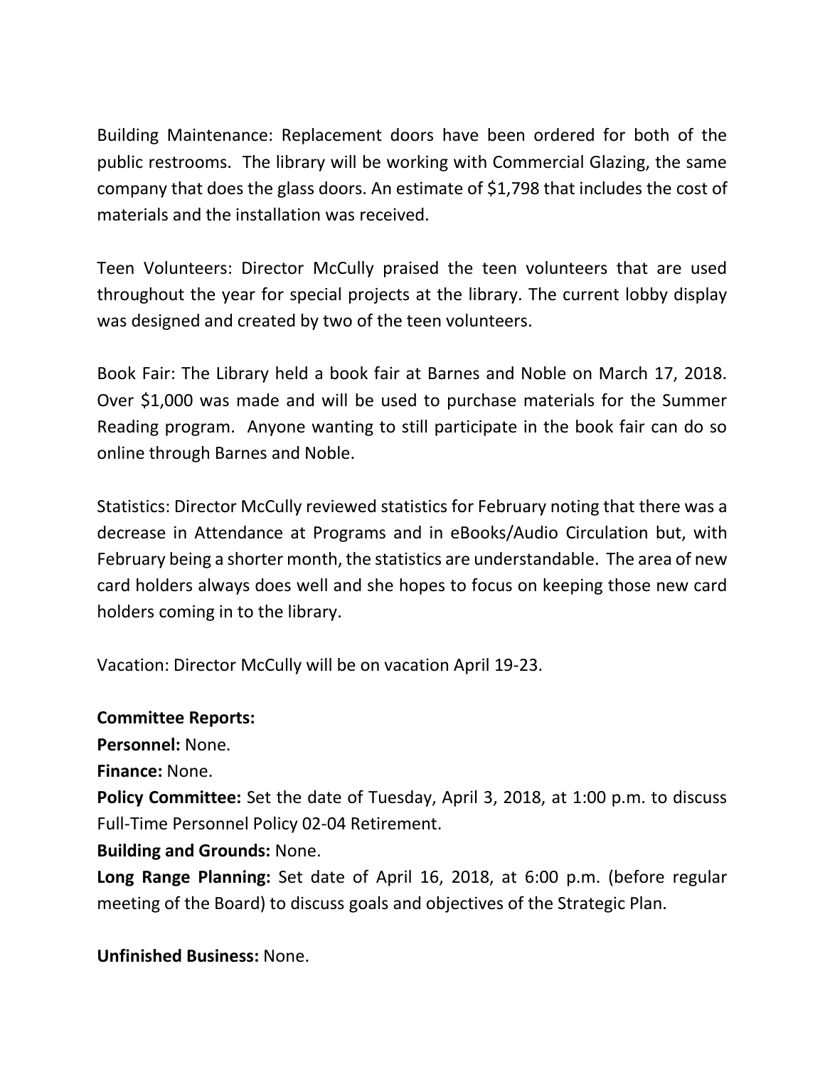Building Maintenance: Replacement doors have been ordered for both of the public restrooms. The library will be working with Commercial Glazing, the same company that does the glass doors. An estimate of $1,798 that includes the cost of materials and the installation was received.

Teen Volunteers: Director McCully praised the teen volunteers that are used throughout the year for special projects at the library. The current lobby display was designed and created by two of the teen volunteers.

Book Fair: The Library held a book fair at Barnes and Noble on March 17, 2018. Over $1,000 was made and will be used to purchase materials for the Summer Reading program. Anyone wanting to still participate in the book fair can do so online through Barnes and Noble.

Statistics: Director McCully reviewed statistics for February noting that there was a decrease in Attendance at Programs and in eBooks/Audio Circulation but, with February being a shorter month, the statistics are understandable. The area of new card holders always does well and she hopes to focus on keeping those new card holders coming in to the library.

Vacation: Director McCully will be on vacation April 19-23.

**Committee Reports:**

**Personnel:** None.

**Finance:** None.

**Policy Committee:** Set the date of Tuesday, April 3, 2018, at 1:00 p.m. to discuss Full-Time Personnel Policy 02-04 Retirement.

**Building and Grounds:** None.

**Long Range Planning:** Set date of April 16, 2018, at 6:00 p.m. (before regular meeting of the Board) to discuss goals and objectives of the Strategic Plan.

**Unfinished Business:** None.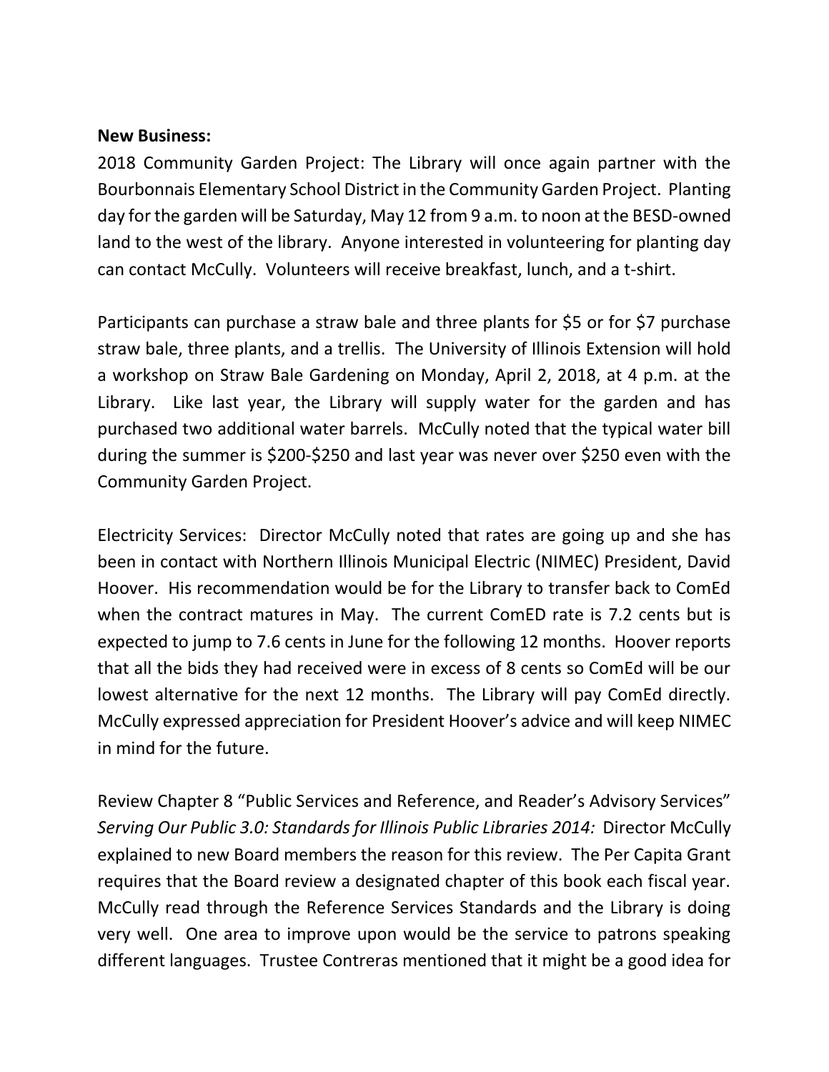**New Business:**

2018 Community Garden Project: The Library will once again partner with the Bourbonnais Elementary School District in the Community Garden Project. Planting day for the garden will be Saturday, May 12 from 9 a.m. to noon at the BESD-owned land to the west of the library. Anyone interested in volunteering for planting day can contact McCully. Volunteers will receive breakfast, lunch, and a t-shirt.

Participants can purchase a straw bale and three plants for $5 or for $7 purchase straw bale, three plants, and a trellis. The University of Illinois Extension will hold a workshop on Straw Bale Gardening on Monday, April 2, 2018, at 4 p.m. at the Library. Like last year, the Library will supply water for the garden and has purchased two additional water barrels. McCully noted that the typical water bill during the summer is $200-$250 and last year was never over $250 even with the Community Garden Project.

Electricity Services: Director McCully noted that rates are going up and she has been in contact with Northern Illinois Municipal Electric (NIMEC) President, David Hoover. His recommendation would be for the Library to transfer back to ComEd when the contract matures in May. The current ComED rate is 7.2 cents but is expected to jump to 7.6 cents in June for the following 12 months. Hoover reports that all the bids they had received were in excess of 8 cents so ComEd will be our lowest alternative for the next 12 months. The Library will pay ComEd directly. McCully expressed appreciation for President Hoover's advice and will keep NIMEC in mind for the future.

Review Chapter 8 "Public Services and Reference, and Reader's Advisory Services" *Serving Our Public 3.0: Standards for Illinois Public Libraries 2014:* Director McCully explained to new Board members the reason for this review. The Per Capita Grant requires that the Board review a designated chapter of this book each fiscal year. McCully read through the Reference Services Standards and the Library is doing very well. One area to improve upon would be the service to patrons speaking different languages. Trustee Contreras mentioned that it might be a good idea for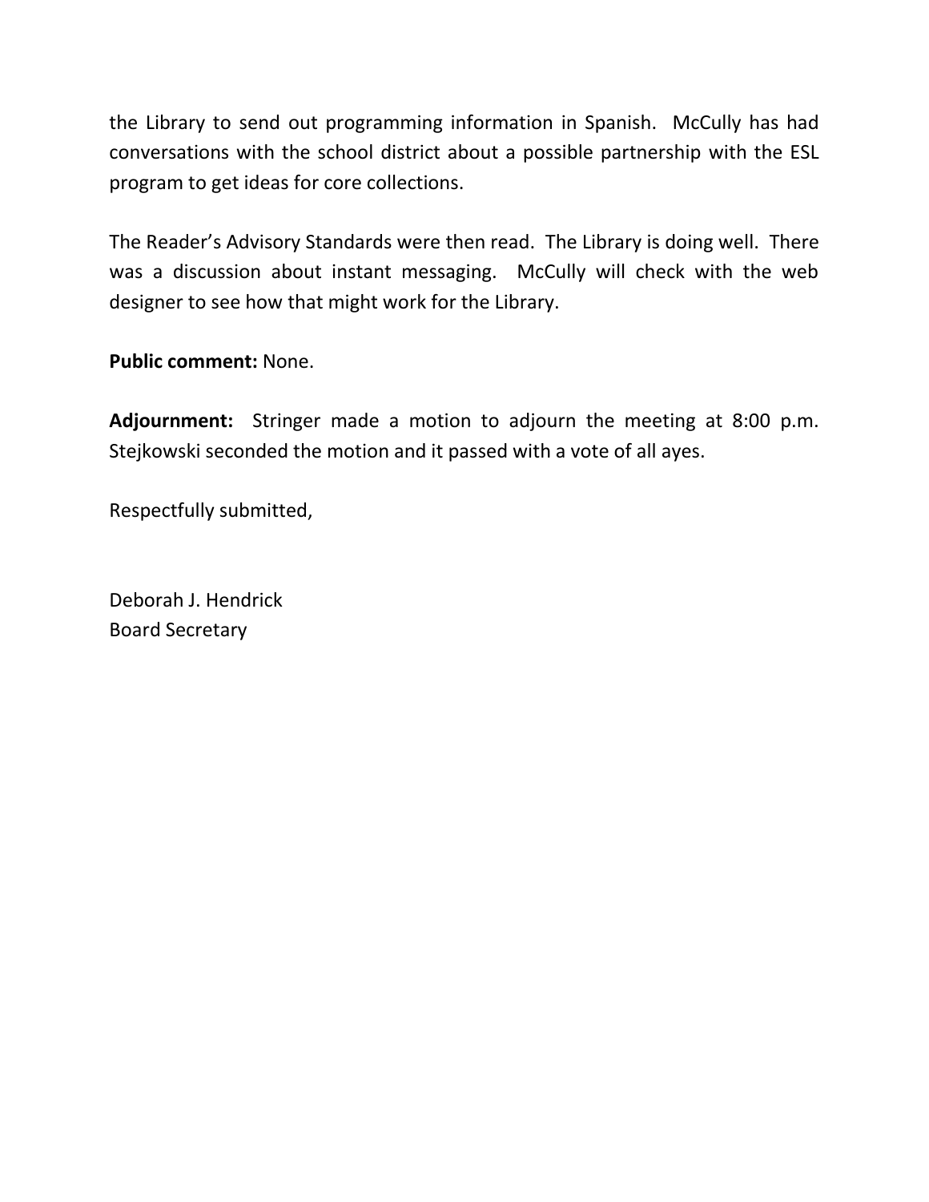the Library to send out programming information in Spanish. McCully has had conversations with the school district about a possible partnership with the ESL program to get ideas for core collections.

The Reader's Advisory Standards were then read. The Library is doing well. There was a discussion about instant messaging. McCully will check with the web designer to see how that might work for the Library.

**Public comment:** None.

**Adjournment:** Stringer made a motion to adjourn the meeting at 8:00 p.m. Stejkowski seconded the motion and it passed with a vote of all ayes.

Respectfully submitted,

Deborah J. Hendrick
Board Secretary